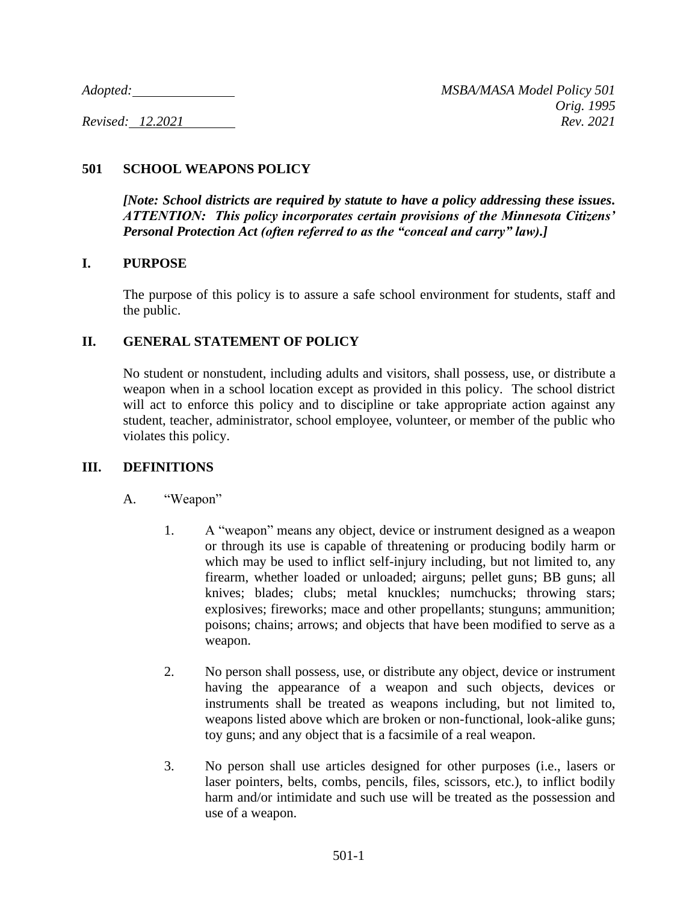*Adopted:* ______________ *MSBA/MASA Model Policy 501*
*Orig. 1995*
*Revised: 12.2021* *Rev. 2021*

# 501 SCHOOL WEAPONS POLICY

***[Note: School districts are required by statute to have a policy addressing these issues. ATTENTION: This policy incorporates certain provisions of the Minnesota Citizens' Personal Protection Act (often referred to as the "conceal and carry" law).]***

## I. PURPOSE

The purpose of this policy is to assure a safe school environment for students, staff and the public.

## II. GENERAL STATEMENT OF POLICY

No student or nonstudent, including adults and visitors, shall possess, use, or distribute a weapon when in a school location except as provided in this policy. The school district will act to enforce this policy and to discipline or take appropriate action against any student, teacher, administrator, school employee, volunteer, or member of the public who violates this policy.

## III. DEFINITIONS

A. "Weapon"

1. A "weapon" means any object, device or instrument designed as a weapon or through its use is capable of threatening or producing bodily harm or which may be used to inflict self-injury including, but not limited to, any firearm, whether loaded or unloaded; airguns; pellet guns; BB guns; all knives; blades; clubs; metal knuckles; numchucks; throwing stars; explosives; fireworks; mace and other propellants; stunguns; ammunition; poisons; chains; arrows; and objects that have been modified to serve as a weapon.

2. No person shall possess, use, or distribute any object, device or instrument having the appearance of a weapon and such objects, devices or instruments shall be treated as weapons including, but not limited to, weapons listed above which are broken or non-functional, look-alike guns; toy guns; and any object that is a facsimile of a real weapon.

3. No person shall use articles designed for other purposes (i.e., lasers or laser pointers, belts, combs, pencils, files, scissors, etc.), to inflict bodily harm and/or intimidate and such use will be treated as the possession and use of a weapon.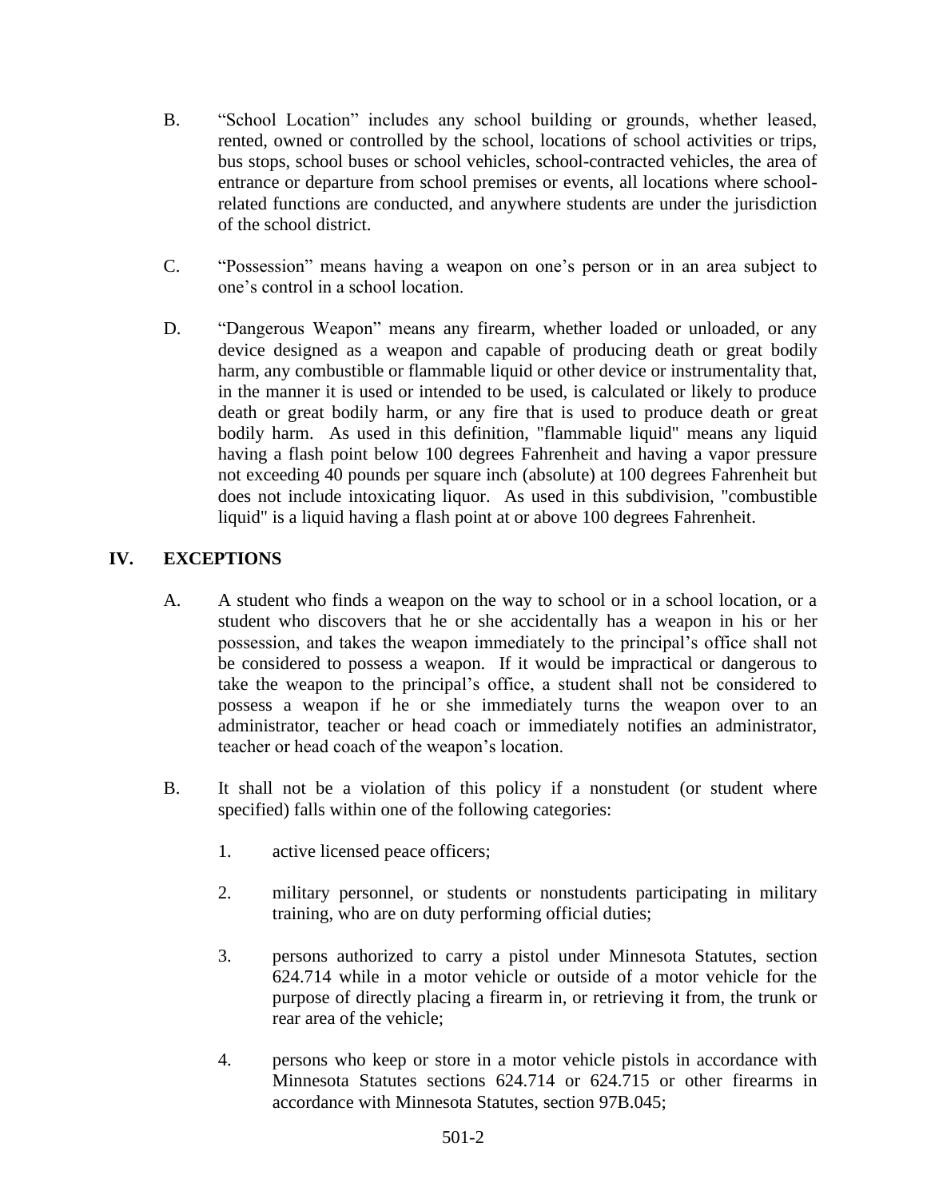B. "School Location" includes any school building or grounds, whether leased, rented, owned or controlled by the school, locations of school activities or trips, bus stops, school buses or school vehicles, school-contracted vehicles, the area of entrance or departure from school premises or events, all locations where school-related functions are conducted, and anywhere students are under the jurisdiction of the school district.

C. "Possession" means having a weapon on one's person or in an area subject to one's control in a school location.

D. "Dangerous Weapon" means any firearm, whether loaded or unloaded, or any device designed as a weapon and capable of producing death or great bodily harm, any combustible or flammable liquid or other device or instrumentality that, in the manner it is used or intended to be used, is calculated or likely to produce death or great bodily harm, or any fire that is used to produce death or great bodily harm. As used in this definition, "flammable liquid" means any liquid having a flash point below 100 degrees Fahrenheit and having a vapor pressure not exceeding 40 pounds per square inch (absolute) at 100 degrees Fahrenheit but does not include intoxicating liquor. As used in this subdivision, "combustible liquid" is a liquid having a flash point at or above 100 degrees Fahrenheit.

## IV. EXCEPTIONS

A. A student who finds a weapon on the way to school or in a school location, or a student who discovers that he or she accidentally has a weapon in his or her possession, and takes the weapon immediately to the principal's office shall not be considered to possess a weapon. If it would be impractical or dangerous to take the weapon to the principal's office, a student shall not be considered to possess a weapon if he or she immediately turns the weapon over to an administrator, teacher or head coach or immediately notifies an administrator, teacher or head coach of the weapon's location.

B. It shall not be a violation of this policy if a nonstudent (or student where specified) falls within one of the following categories:

1. active licensed peace officers;

2. military personnel, or students or nonstudents participating in military training, who are on duty performing official duties;

3. persons authorized to carry a pistol under Minnesota Statutes, section 624.714 while in a motor vehicle or outside of a motor vehicle for the purpose of directly placing a firearm in, or retrieving it from, the trunk or rear area of the vehicle;

4. persons who keep or store in a motor vehicle pistols in accordance with Minnesota Statutes sections 624.714 or 624.715 or other firearms in accordance with Minnesota Statutes, section 97B.045;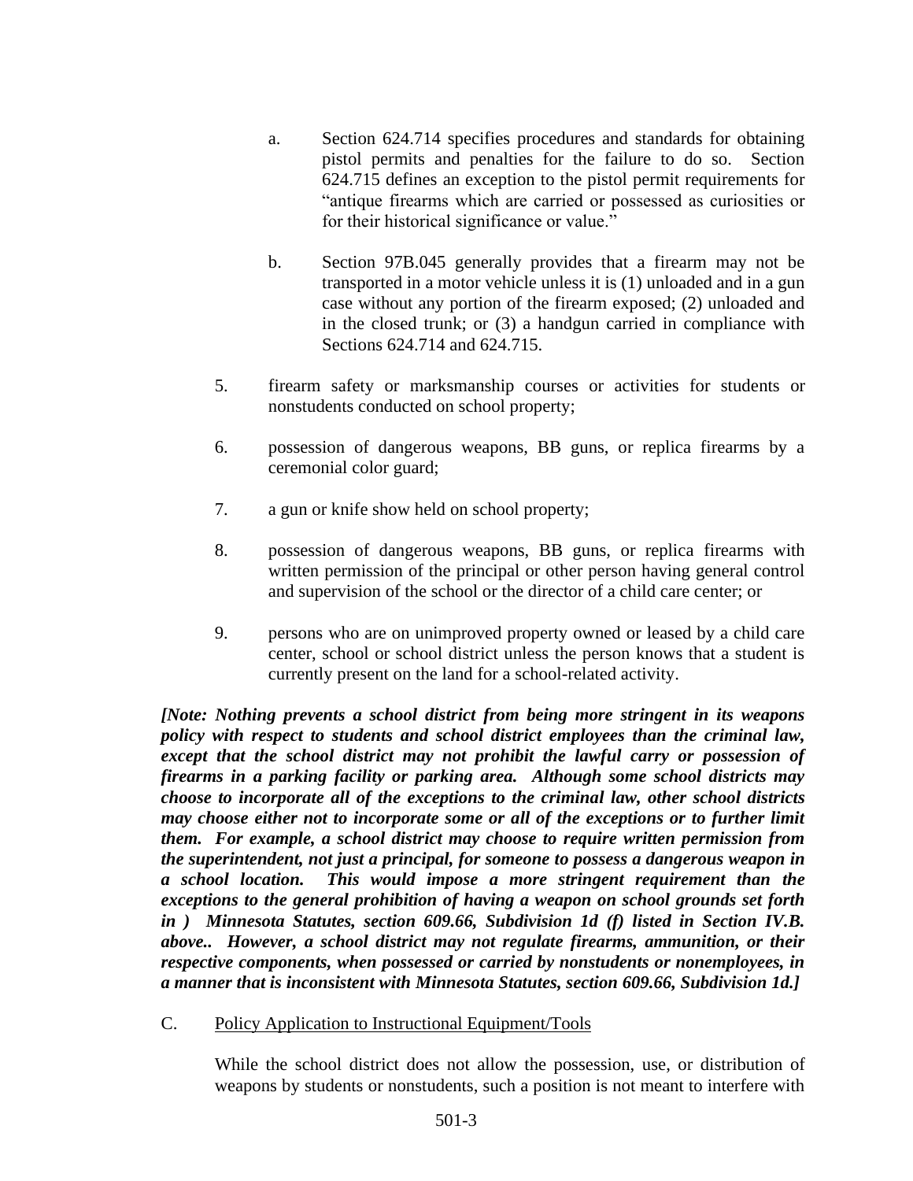a. Section 624.714 specifies procedures and standards for obtaining pistol permits and penalties for the failure to do so. Section 624.715 defines an exception to the pistol permit requirements for "antique firearms which are carried or possessed as curiosities or for their historical significance or value."

b. Section 97B.045 generally provides that a firearm may not be transported in a motor vehicle unless it is (1) unloaded and in a gun case without any portion of the firearm exposed; (2) unloaded and in the closed trunk; or (3) a handgun carried in compliance with Sections 624.714 and 624.715.

5. firearm safety or marksmanship courses or activities for students or nonstudents conducted on school property;

6. possession of dangerous weapons, BB guns, or replica firearms by a ceremonial color guard;

7. a gun or knife show held on school property;

8. possession of dangerous weapons, BB guns, or replica firearms with written permission of the principal or other person having general control and supervision of the school or the director of a child care center; or

9. persons who are on unimproved property owned or leased by a child care center, school or school district unless the person knows that a student is currently present on the land for a school-related activity.

***[Note: Nothing prevents a school district from being more stringent in its weapons policy with respect to students and school district employees than the criminal law, except that the school district may not prohibit the lawful carry or possession of firearms in a parking facility or parking area. Although some school districts may choose to incorporate all of the exceptions to the criminal law, other school districts may choose either not to incorporate some or all of the exceptions or to further limit them. For example, a school district may choose to require written permission from the superintendent, not just a principal, for someone to possess a dangerous weapon in a school location. This would impose a more stringent requirement than the exceptions to the general prohibition of having a weapon on school grounds set forth in ) Minnesota Statutes, section 609.66, Subdivision 1d (f) listed in Section IV.B. above.. However, a school district may not regulate firearms, ammunition, or their respective components, when possessed or carried by nonstudents or nonemployees, in a manner that is inconsistent with Minnesota Statutes, section 609.66, Subdivision 1d.]***

C. <u>Policy Application to Instructional Equipment/Tools</u>

While the school district does not allow the possession, use, or distribution of weapons by students or nonstudents, such a position is not meant to interfere with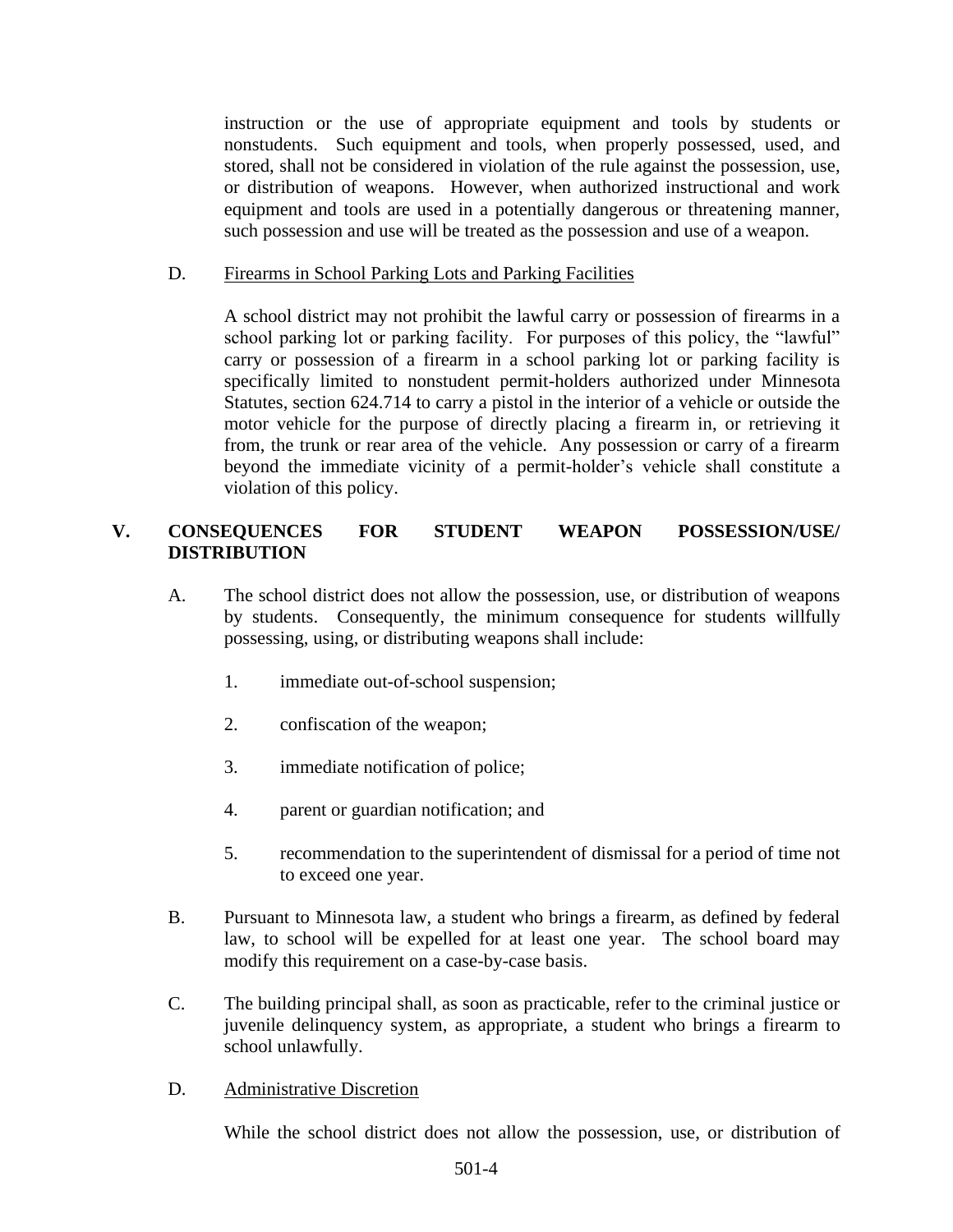instruction or the use of appropriate equipment and tools by students or nonstudents. Such equipment and tools, when properly possessed, used, and stored, shall not be considered in violation of the rule against the possession, use, or distribution of weapons. However, when authorized instructional and work equipment and tools are used in a potentially dangerous or threatening manner, such possession and use will be treated as the possession and use of a weapon.

D. Firearms in School Parking Lots and Parking Facilities

A school district may not prohibit the lawful carry or possession of firearms in a school parking lot or parking facility. For purposes of this policy, the "lawful" carry or possession of a firearm in a school parking lot or parking facility is specifically limited to nonstudent permit-holders authorized under Minnesota Statutes, section 624.714 to carry a pistol in the interior of a vehicle or outside the motor vehicle for the purpose of directly placing a firearm in, or retrieving it from, the trunk or rear area of the vehicle. Any possession or carry of a firearm beyond the immediate vicinity of a permit-holder's vehicle shall constitute a violation of this policy.

## V. CONSEQUENCES FOR STUDENT WEAPON POSSESSION/USE/ DISTRIBUTION

A. The school district does not allow the possession, use, or distribution of weapons by students. Consequently, the minimum consequence for students willfully possessing, using, or distributing weapons shall include:

1. immediate out-of-school suspension;
2. confiscation of the weapon;
3. immediate notification of police;
4. parent or guardian notification; and
5. recommendation to the superintendent of dismissal for a period of time not to exceed one year.

B. Pursuant to Minnesota law, a student who brings a firearm, as defined by federal law, to school will be expelled for at least one year. The school board may modify this requirement on a case-by-case basis.

C. The building principal shall, as soon as practicable, refer to the criminal justice or juvenile delinquency system, as appropriate, a student who brings a firearm to school unlawfully.

D. Administrative Discretion

While the school district does not allow the possession, use, or distribution of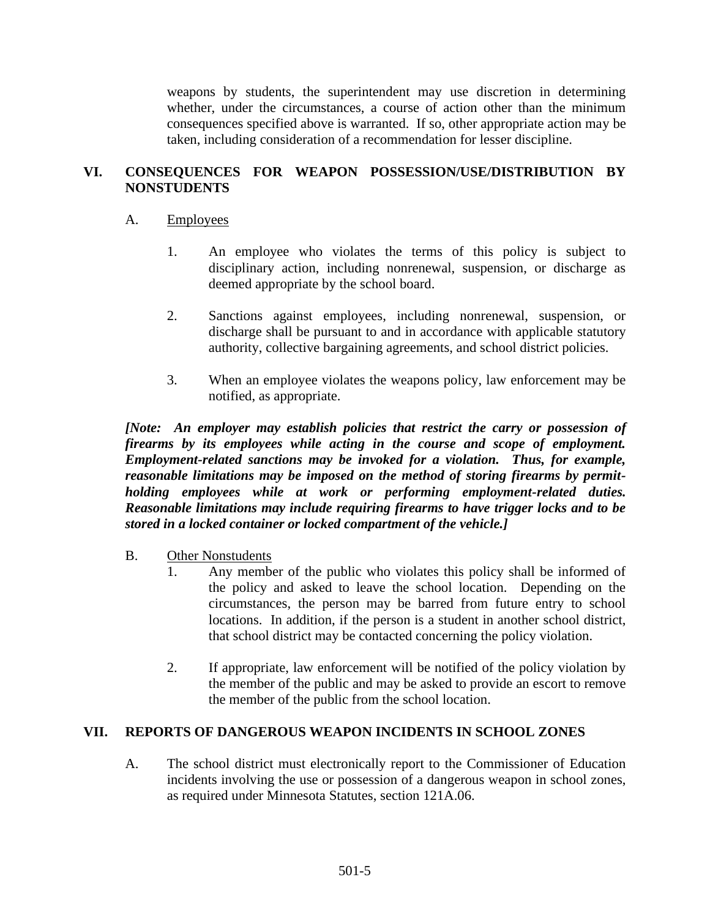weapons by students, the superintendent may use discretion in determining whether, under the circumstances, a course of action other than the minimum consequences specified above is warranted. If so, other appropriate action may be taken, including consideration of a recommendation for lesser discipline.

## VI. CONSEQUENCES FOR WEAPON POSSESSION/USE/DISTRIBUTION BY NONSTUDENTS

A. Employees

1. An employee who violates the terms of this policy is subject to disciplinary action, including nonrenewal, suspension, or discharge as deemed appropriate by the school board.

2. Sanctions against employees, including nonrenewal, suspension, or discharge shall be pursuant to and in accordance with applicable statutory authority, collective bargaining agreements, and school district policies.

3. When an employee violates the weapons policy, law enforcement may be notified, as appropriate.

***[Note: An employer may establish policies that restrict the carry or possession of firearms by its employees while acting in the course and scope of employment. Employment-related sanctions may be invoked for a violation. Thus, for example, reasonable limitations may be imposed on the method of storing firearms by permit-holding employees while at work or performing employment-related duties. Reasonable limitations may include requiring firearms to have trigger locks and to be stored in a locked container or locked compartment of the vehicle.]***

B. Other Nonstudents

1. Any member of the public who violates this policy shall be informed of the policy and asked to leave the school location. Depending on the circumstances, the person may be barred from future entry to school locations. In addition, if the person is a student in another school district, that school district may be contacted concerning the policy violation.

2. If appropriate, law enforcement will be notified of the policy violation by the member of the public and may be asked to provide an escort to remove the member of the public from the school location.

## VII. REPORTS OF DANGEROUS WEAPON INCIDENTS IN SCHOOL ZONES

A. The school district must electronically report to the Commissioner of Education incidents involving the use or possession of a dangerous weapon in school zones, as required under Minnesota Statutes, section 121A.06.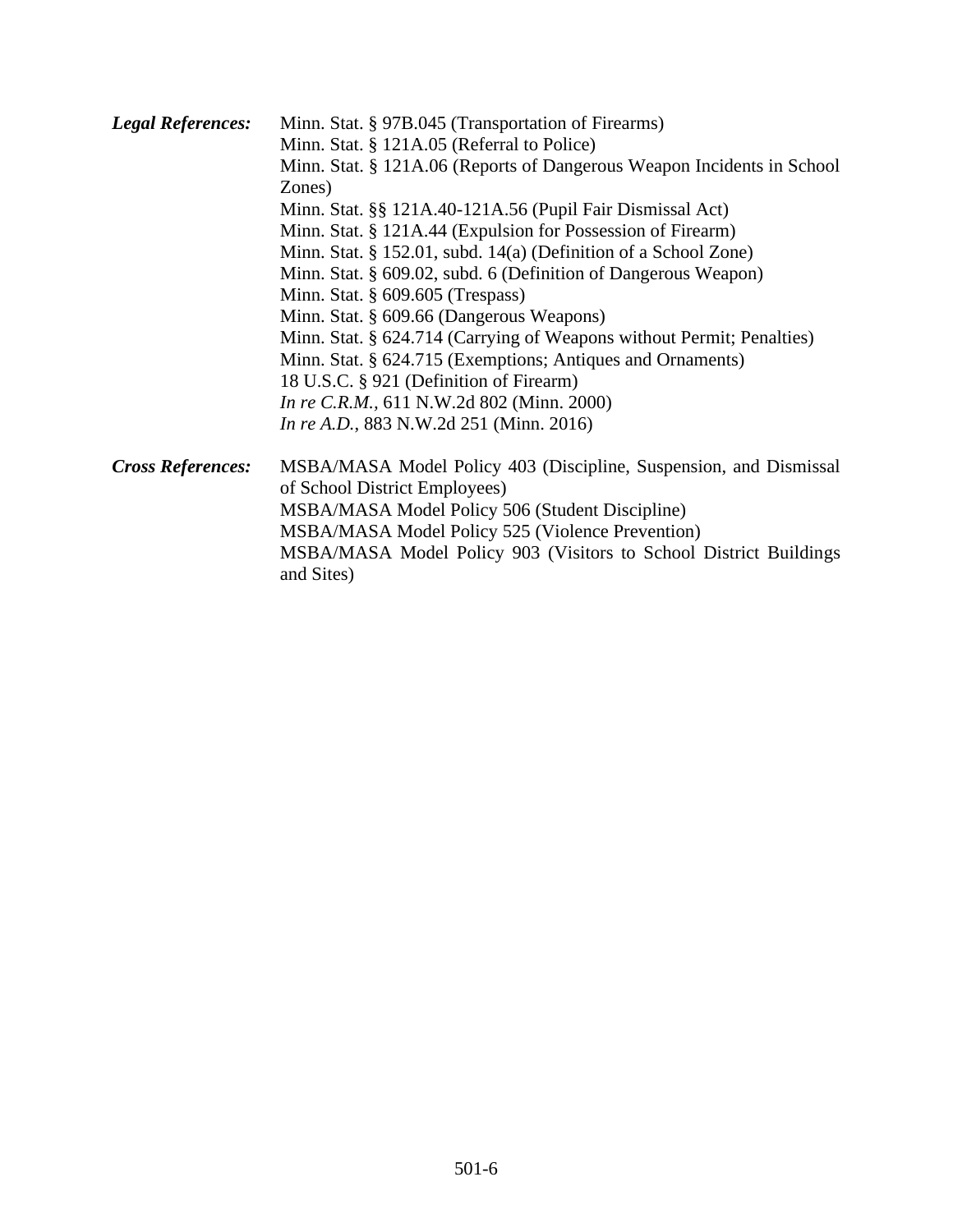***Legal References:***

Minn. Stat. § 97B.045 (Transportation of Firearms)
Minn. Stat. § 121A.05 (Referral to Police)
Minn. Stat. § 121A.06 (Reports of Dangerous Weapon Incidents in School Zones)
Minn. Stat. §§ 121A.40-121A.56 (Pupil Fair Dismissal Act)
Minn. Stat. § 121A.44 (Expulsion for Possession of Firearm)
Minn. Stat. § 152.01, subd. 14(a) (Definition of a School Zone)
Minn. Stat. § 609.02, subd. 6 (Definition of Dangerous Weapon)
Minn. Stat. § 609.605 (Trespass)
Minn. Stat. § 609.66 (Dangerous Weapons)
Minn. Stat. § 624.714 (Carrying of Weapons without Permit; Penalties)
Minn. Stat. § 624.715 (Exemptions; Antiques and Ornaments)
18 U.S.C. § 921 (Definition of Firearm)
*In re C.R.M.*, 611 N.W.2d 802 (Minn. 2000)
*In re A.D.*, 883 N.W.2d 251 (Minn. 2016)

***Cross References:***

MSBA/MASA Model Policy 403 (Discipline, Suspension, and Dismissal of School District Employees)
MSBA/MASA Model Policy 506 (Student Discipline)
MSBA/MASA Model Policy 525 (Violence Prevention)
MSBA/MASA Model Policy 903 (Visitors to School District Buildings and Sites)